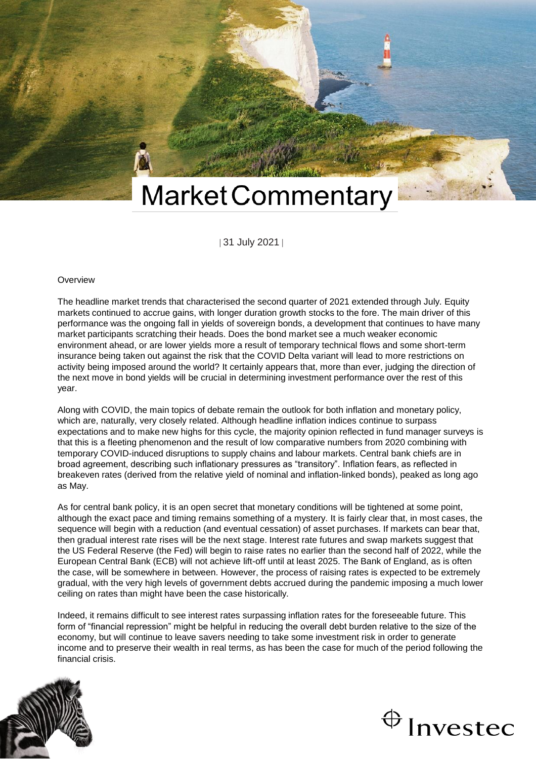# Market Commentary

| 31 July 2021 |

## Overview

The headline market trends that characterised the second quarter of 2021 extended through July. Equity markets continued to accrue gains, with longer duration growth stocks to the fore. The main driver of this performance was the ongoing fall in yields of sovereign bonds, a development that continues to have many market participants scratching their heads. Does the bond market see a much weaker economic environment ahead, or are lower yields more a result of temporary technical flows and some short-term insurance being taken out against the risk that the COVID Delta variant will lead to more restrictions on activity being imposed around the world? It certainly appears that, more than ever, judging the direction of the next move in bond yields will be crucial in determining investment performance over the rest of this year.

Along with COVID, the main topics of debate remain the outlook for both inflation and monetary policy, which are, naturally, very closely related. Although headline inflation indices continue to surpass expectations and to make new highs for this cycle, the majority opinion reflected in fund manager surveys is that this is a fleeting phenomenon and the result of low comparative numbers from 2020 combining with temporary COVID-induced disruptions to supply chains and labour markets. Central bank chiefs are in broad agreement, describing such inflationary pressures as "transitory". Inflation fears, as reflected in breakeven rates (derived from the relative yield of nominal and inflation-linked bonds), peaked as long ago as May.

As for central bank policy, it is an open secret that monetary conditions will be tightened at some point, although the exact pace and timing remains something of a mystery. It is fairly clear that, in most cases, the sequence will begin with a reduction (and eventual cessation) of asset purchases. If markets can bear that, then gradual interest rate rises will be the next stage. Interest rate futures and swap markets suggest that the US Federal Reserve (the Fed) will begin to raise rates no earlier than the second half of 2022, while the European Central Bank (ECB) will not achieve lift-off until at least 2025. The Bank of England, as is often the case, will be somewhere in between. However, the process of raising rates is expected to be extremely gradual, with the very high levels of government debts accrued during the pandemic imposing a much lower ceiling on rates than might have been the case historically.

Indeed, it remains difficult to see interest rates surpassing inflation rates for the foreseeable future. This form of "financial repression" might be helpful in reducing the overall debt burden relative to the size of the economy, but will continue to leave savers needing to take some investment risk in order to generate income and to preserve their wealth in real terms, as has been the case for much of the period following the financial crisis.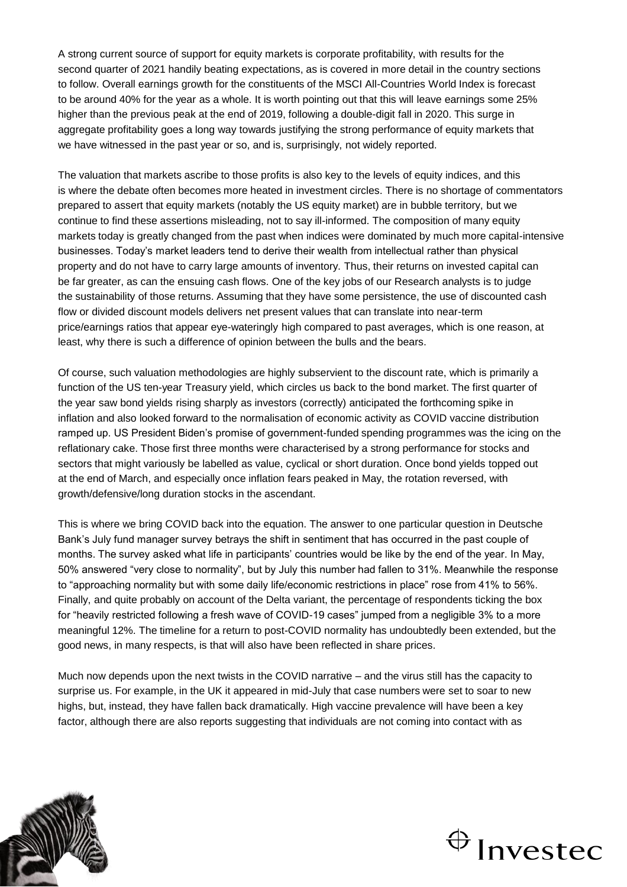A strong current source of support for equity markets is corporate profitability, with results for the second quarter of 2021 handily beating expectations, as is covered in more detail in the country sections to follow. Overall earnings growth for the constituents of the MSCI All-Countries World Index is forecast to be around 40% for the year as a whole. It is worth pointing out that this will leave earnings some 25% higher than the previous peak at the end of 2019, following a double-digit fall in 2020. This surge in aggregate profitability goes a long way towards justifying the strong performance of equity markets that we have witnessed in the past year or so, and is, surprisingly, not widely reported.

The valuation that markets ascribe to those profits is also key to the levels of equity indices, and this is where the debate often becomes more heated in investment circles. There is no shortage of commentators prepared to assert that equity markets (notably the US equity market) are in bubble territory, but we continue to find these assertions misleading, not to say ill-informed. The composition of many equity markets today is greatly changed from the past when indices were dominated by much more capital-intensive businesses. Today's market leaders tend to derive their wealth from intellectual rather than physical property and do not have to carry large amounts of inventory. Thus, their returns on invested capital can be far greater, as can the ensuing cash flows. One of the key jobs of our Research analysts is to judge the sustainability of those returns. Assuming that they have some persistence, the use of discounted cash flow or divided discount models delivers net present values that can translate into near-term price/earnings ratios that appear eye-wateringly high compared to past averages, which is one reason, at least, why there is such a difference of opinion between the bulls and the bears.

Of course, such valuation methodologies are highly subservient to the discount rate, which is primarily a function of the US ten-year Treasury yield, which circles us back to the bond market. The first quarter of the year saw bond yields rising sharply as investors (correctly) anticipated the forthcoming spike in inflation and also looked forward to the normalisation of economic activity as COVID vaccine distribution ramped up. US President Biden's promise of government-funded spending programmes was the icing on the reflationary cake. Those first three months were characterised by a strong performance for stocks and sectors that might variously be labelled as value, cyclical or short duration. Once bond yields topped out at the end of March, and especially once inflation fears peaked in May, the rotation reversed, with growth/defensive/long duration stocks in the ascendant.

This is where we bring COVID back into the equation. The answer to one particular question in Deutsche Bank's July fund manager survey betrays the shift in sentiment that has occurred in the past couple of months. The survey asked what life in participants' countries would be like by the end of the year. In May, 50% answered "very close to normality", but by July this number had fallen to 31%. Meanwhile the response to "approaching normality but with some daily life/economic restrictions in place" rose from 41% to 56%. Finally, and quite probably on account of the Delta variant, the percentage of respondents ticking the box for "heavily restricted following a fresh wave of COVID-19 cases" jumped from a negligible 3% to a more meaningful 12%. The timeline for a return to post-COVID normality has undoubtedly been extended, but the good news, in many respects, is that will also have been reflected in share prices.

Much now depends upon the next twists in the COVID narrative – and the virus still has the capacity to surprise us. For example, in the UK it appeared in mid-July that case numbers were set to soar to new highs, but, instead, they have fallen back dramatically. High vaccine prevalence will have been a key factor, although there are also reports suggesting that individuals are not coming into contact with as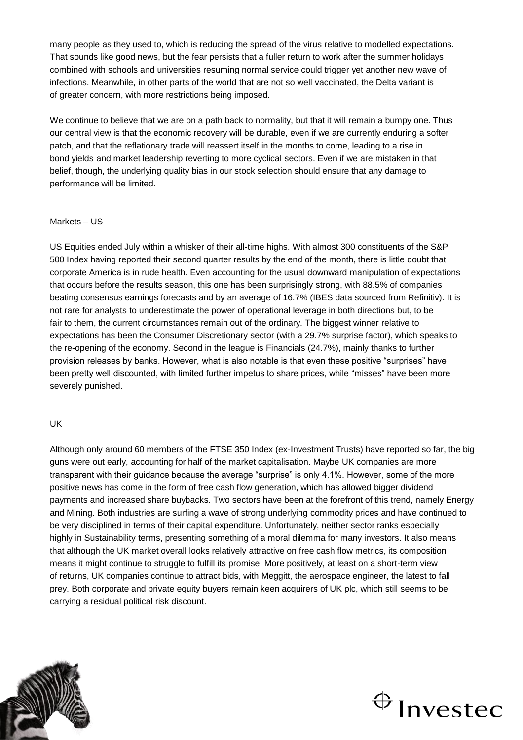many people as they used to, which is reducing the spread of the virus relative to modelled expectations. That sounds like good news, but the fear persists that a fuller return to work after the summer holidays combined with schools and universities resuming normal service could trigger yet another new wave of infections. Meanwhile, in other parts of the world that are not so well vaccinated, the Delta variant is of greater concern, with more restrictions being imposed.

We continue to believe that we are on a path back to normality, but that it will remain a bumpy one. Thus our central view is that the economic recovery will be durable, even if we are currently enduring a softer patch, and that the reflationary trade will reassert itself in the months to come, leading to a rise in bond yields and market leadership reverting to more cyclical sectors. Even if we are mistaken in that belief, though, the underlying quality bias in our stock selection should ensure that any damage to performance will be limited.

## Markets – US

US Equities ended July within a whisker of their all-time highs. With almost 300 constituents of the S&P 500 Index having reported their second quarter results by the end of the month, there is little doubt that corporate America is in rude health. Even accounting for the usual downward manipulation of expectations that occurs before the results season, this one has been surprisingly strong, with 88.5% of companies beating consensus earnings forecasts and by an average of 16.7% (IBES data sourced from Refinitiv). It is not rare for analysts to underestimate the power of operational leverage in both directions but, to be fair to them, the current circumstances remain out of the ordinary. The biggest winner relative to expectations has been the Consumer Discretionary sector (with a 29.7% surprise factor), which speaks to the re-opening of the economy. Second in the league is Financials (24.7%), mainly thanks to further provision releases by banks. However, what is also notable is that even these positive "surprises" have been pretty well discounted, with limited further impetus to share prices, while "misses" have been more severely punished.

## UK

Although only around 60 members of the FTSE 350 Index (ex-Investment Trusts) have reported so far, the big guns were out early, accounting for half of the market capitalisation. Maybe UK companies are more transparent with their guidance because the average "surprise" is only 4.1%. However, some of the more positive news has come in the form of free cash flow generation, which has allowed bigger dividend payments and increased share buybacks. Two sectors have been at the forefront of this trend, namely Energy and Mining. Both industries are surfing a wave of strong underlying commodity prices and have continued to be very disciplined in terms of their capital expenditure. Unfortunately, neither sector ranks especially highly in Sustainability terms, presenting something of a moral dilemma for many investors. It also means that although the UK market overall looks relatively attractive on free cash flow metrics, its composition means it might continue to struggle to fulfill its promise. More positively, at least on a short-term view of returns, UK companies continue to attract bids, with Meggitt, the aerospace engineer, the latest to fall prey. Both corporate and private equity buyers remain keen acquirers of UK plc, which still seems to be carrying a residual political risk discount.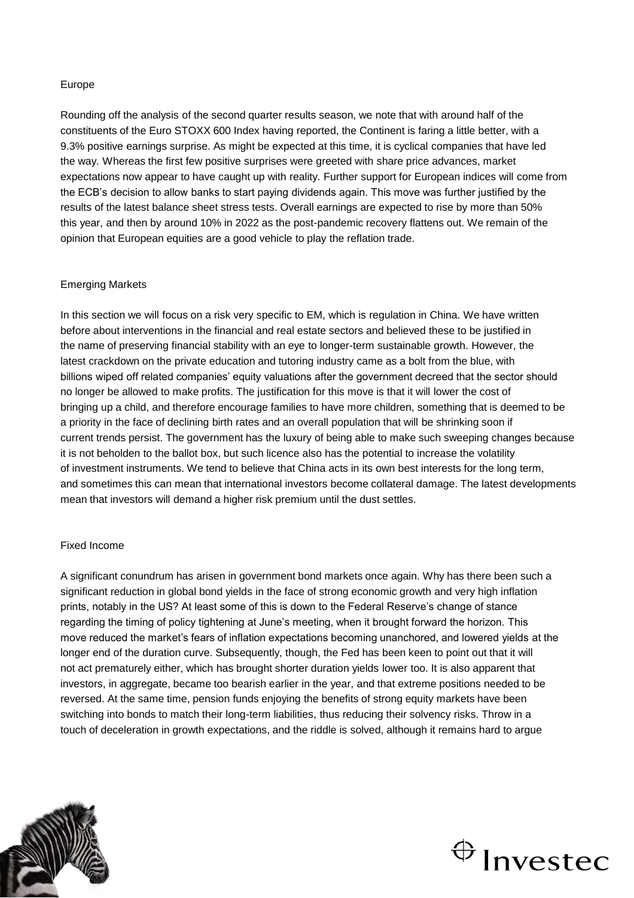## Europe

Rounding off the analysis of the second quarter results season, we note that with around half of the constituents of the Euro STOXX 600 Index having reported, the Continent is faring a little better, with a 9.3% positive earnings surprise. As might be expected at this time, it is cyclical companies that have led the way. Whereas the first few positive surprises were greeted with share price advances, market expectations now appear to have caught up with reality. Further support for European indices will come from the ECB's decision to allow banks to start paying dividends again. This move was further justified by the results of the latest balance sheet stress tests. Overall earnings are expected to rise by more than 50% this year, and then by around 10% in 2022 as the post-pandemic recovery flattens out. We remain of the opinion that European equities are a good vehicle to play the reflation trade.

## Emerging Markets

In this section we will focus on a risk very specific to EM, which is regulation in China. We have written before about interventions in the financial and real estate sectors and believed these to be justified in the name of preserving financial stability with an eye to longer-term sustainable growth. However, the latest crackdown on the private education and tutoring industry came as a bolt from the blue, with billions wiped off related companies' equity valuations after the government decreed that the sector should no longer be allowed to make profits. The justification for this move is that it will lower the cost of bringing up a child, and therefore encourage families to have more children, something that is deemed to be a priority in the face of declining birth rates and an overall population that will be shrinking soon if current trends persist. The government has the luxury of being able to make such sweeping changes because it is not beholden to the ballot box, but such licence also has the potential to increase the volatility of investment instruments. We tend to believe that China acts in its own best interests for the long term, and sometimes this can mean that international investors become collateral damage. The latest developments mean that investors will demand a higher risk premium until the dust settles.

## Fixed Income

A significant conundrum has arisen in government bond markets once again. Why has there been such a significant reduction in global bond yields in the face of strong economic growth and very high inflation prints, notably in the US? At least some of this is down to the Federal Reserve's change of stance regarding the timing of policy tightening at June's meeting, when it brought forward the horizon. This move reduced the market's fears of inflation expectations becoming unanchored, and lowered yields at the longer end of the duration curve. Subsequently, though, the Fed has been keen to point out that it will not act prematurely either, which has brought shorter duration yields lower too. It is also apparent that investors, in aggregate, became too bearish earlier in the year, and that extreme positions needed to be reversed. At the same time, pension funds enjoying the benefits of strong equity markets have been switching into bonds to match their long-term liabilities, thus reducing their solvency risks. Throw in a touch of deceleration in growth expectations, and the riddle is solved, although it remains hard to argue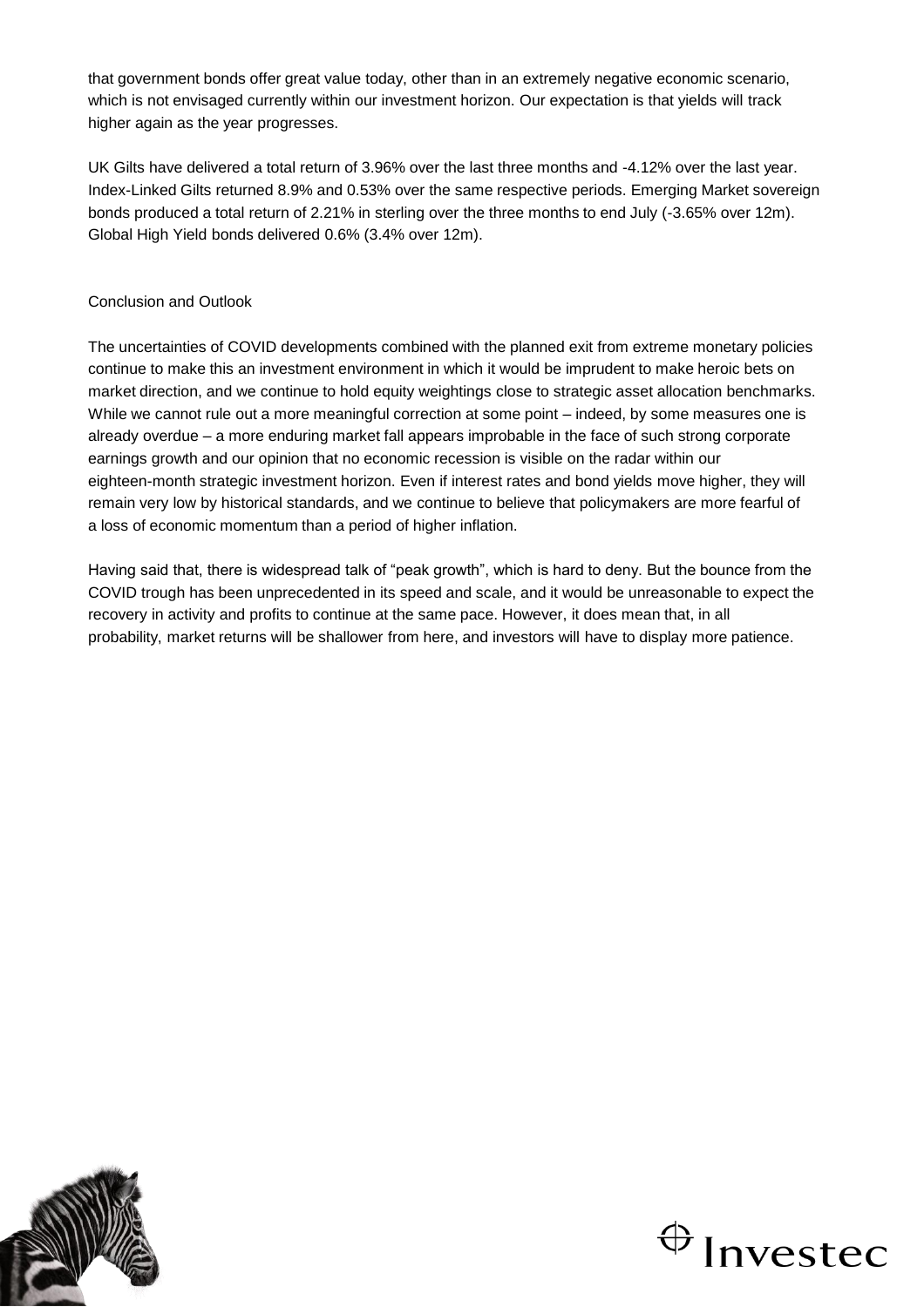that government bonds offer great value today, other than in an extremely negative economic scenario, which is not envisaged currently within our investment horizon. Our expectation is that yields will track higher again as the year progresses.

UK Gilts have delivered a total return of 3.96% over the last three months and -4.12% over the last year. Index-Linked Gilts returned 8.9% and 0.53% over the same respective periods. Emerging Market sovereign bonds produced a total return of 2.21% in sterling over the three months to end July (-3.65% over 12m). Global High Yield bonds delivered 0.6% (3.4% over 12m).

## Conclusion and Outlook

The uncertainties of COVID developments combined with the planned exit from extreme monetary policies continue to make this an investment environment in which it would be imprudent to make heroic bets on market direction, and we continue to hold equity weightings close to strategic asset allocation benchmarks. While we cannot rule out a more meaningful correction at some point – indeed, by some measures one is already overdue – a more enduring market fall appears improbable in the face of such strong corporate earnings growth and our opinion that no economic recession is visible on the radar within our eighteen-month strategic investment horizon. Even if interest rates and bond yields move higher, they will remain very low by historical standards, and we continue to believe that policymakers are more fearful of a loss of economic momentum than a period of higher inflation.

Having said that, there is widespread talk of "peak growth", which is hard to deny. But the bounce from the COVID trough has been unprecedented in its speed and scale, and it would be unreasonable to expect the recovery in activity and profits to continue at the same pace. However, it does mean that, in all probability, market returns will be shallower from here, and investors will have to display more patience.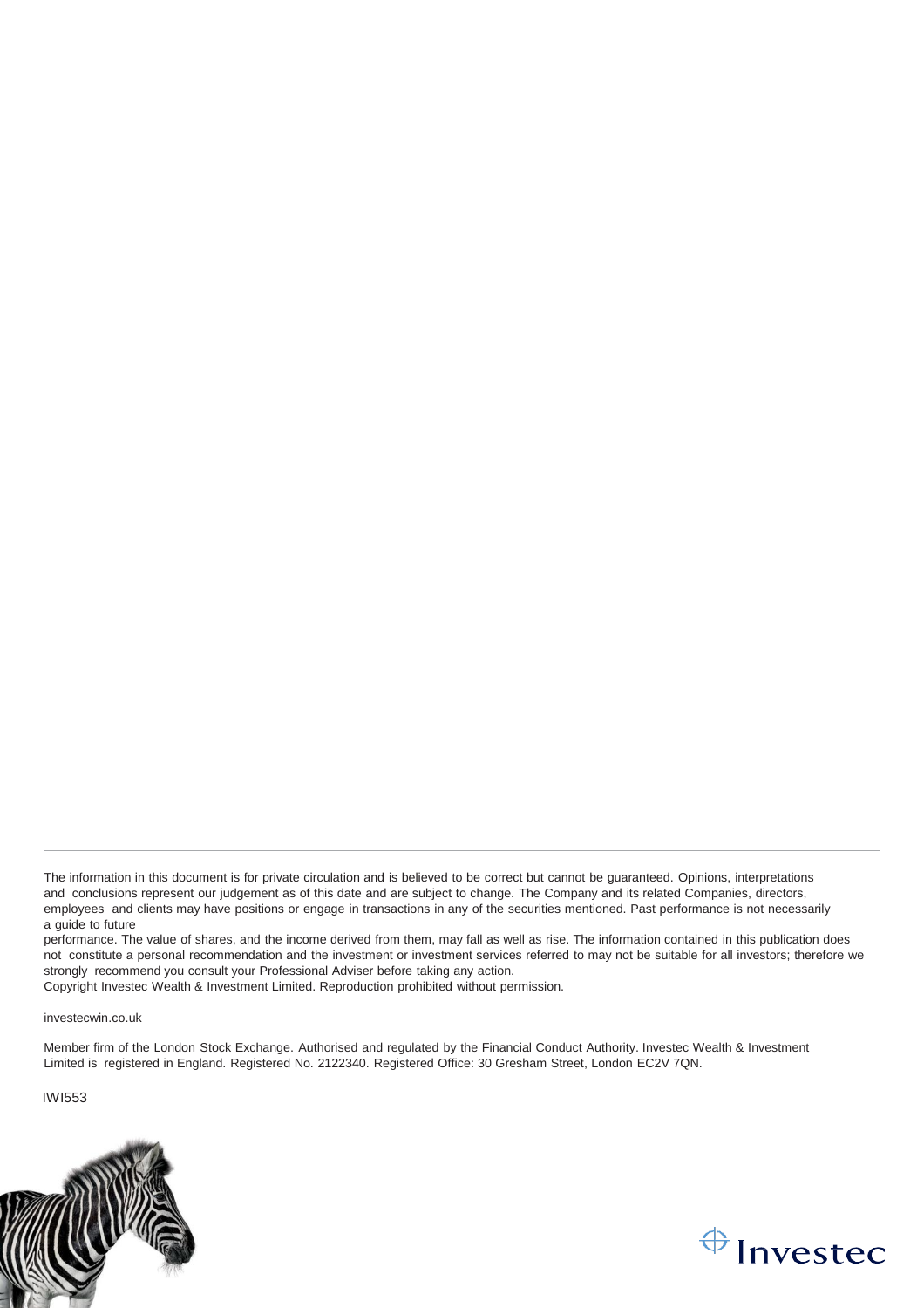The information in this document is for private circulation and is believed to be correct but cannot be guaranteed. Opinions, interpretations and conclusions represent our judgement as of this date and are subject to change. The Company and its related Companies, directors, employees and clients may have positions or engage in transactions in any of the securities mentioned. Past performance is not necessarily a guide to future performance. The value of shares, and the income derived from them, may fall as well as rise. The information contained in this publication does not constitute a personal recommendation and the investment or investment services referred to may not be suitable for all investors; therefore we strongly recommend you consult your Professional Adviser before taking any action.

Copyright Investec Wealth & Investment Limited. Reproduction prohibited without permission.

investecwin.co.uk

Member firm of the London Stock Exchange. Authorised and regulated by the Financial Conduct Authority. Investec Wealth & Investment Limited is registered in England. Registered No. 2122340. Registered Office: 30 Gresham Street, London EC2V 7QN.

IWI553

Investec